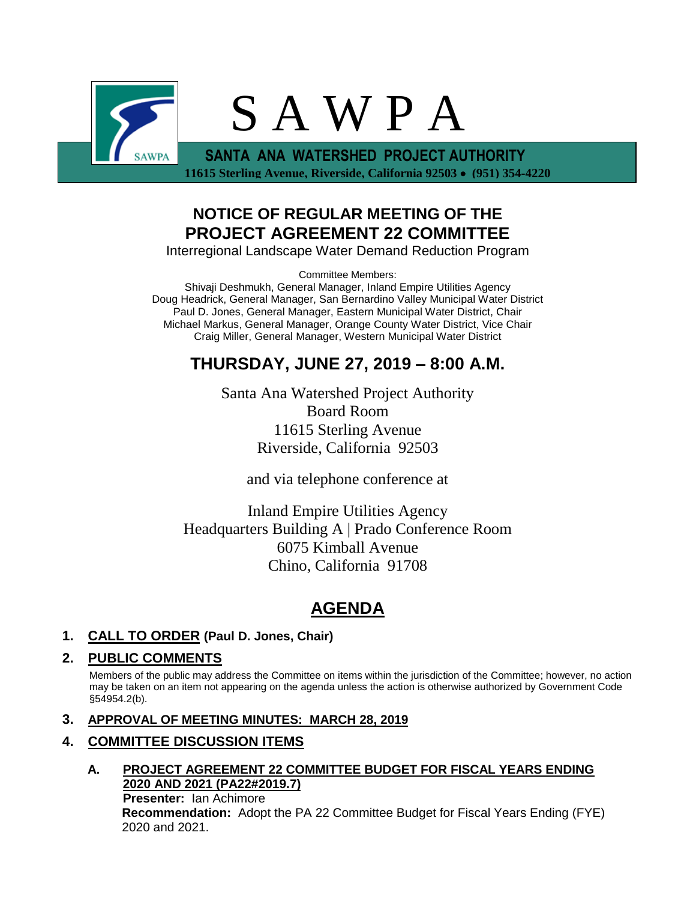# S A W P A

**SANTA ANA WATERSHED PROJECT AUTHORITY**
**11615 Sterling Avenue, Riverside, California 92503 • (951) 354-4220**

## NOTICE OF REGULAR MEETING OF THE PROJECT AGREEMENT 22 COMMITTEE

Interregional Landscape Water Demand Reduction Program

Committee Members:
Shivaji Deshmukh, General Manager, Inland Empire Utilities Agency
Doug Headrick, General Manager, San Bernardino Valley Municipal Water District
Paul D. Jones, General Manager, Eastern Municipal Water District, Chair
Michael Markus, General Manager, Orange County Water District, Vice Chair
Craig Miller, General Manager, Western Municipal Water District

## THURSDAY, JUNE 27, 2019 – 8:00 A.M.

Santa Ana Watershed Project Authority
Board Room
11615 Sterling Avenue
Riverside, California 92503

and via telephone conference at

Inland Empire Utilities Agency
Headquarters Building A | Prado Conference Room
6075 Kimball Avenue
Chino, California 91708

## AGENDA

1. **CALL TO ORDER (Paul D. Jones, Chair)**

2. **PUBLIC COMMENTS**

   Members of the public may address the Committee on items within the jurisdiction of the Committee; however, no action may be taken on an item not appearing on the agenda unless the action is otherwise authorized by Government Code §54954.2(b).

3. **APPROVAL OF MEETING MINUTES: MARCH 28, 2019**

4. **COMMITTEE DISCUSSION ITEMS**

   **A. PROJECT AGREEMENT 22 COMMITTEE BUDGET FOR FISCAL YEARS ENDING 2020 AND 2021 (PA22#2019.7)**
   **Presenter:** Ian Achimore
   **Recommendation:** Adopt the PA 22 Committee Budget for Fiscal Years Ending (FYE) 2020 and 2021.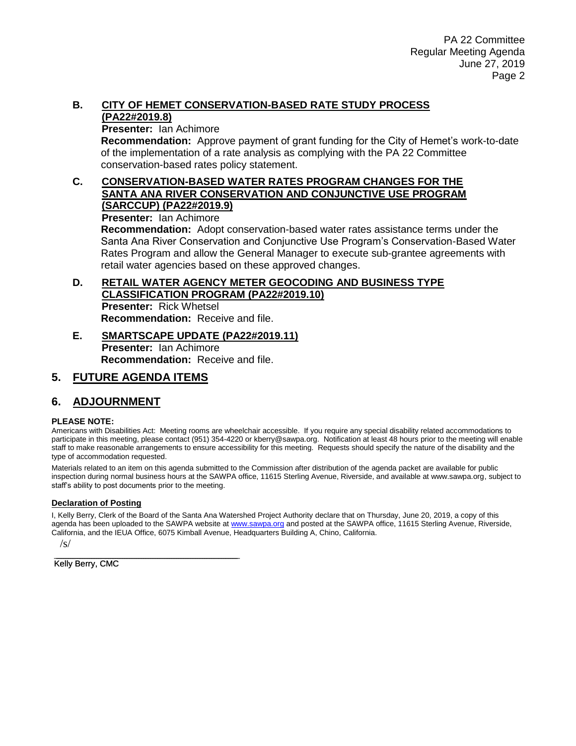**B. CITY OF HEMET CONSERVATION-BASED RATE STUDY PROCESS (PA22#2019.8)**

**Presenter:** Ian Achimore

**Recommendation:** Approve payment of grant funding for the City of Hemet's work-to-date of the implementation of a rate analysis as complying with the PA 22 Committee conservation-based rates policy statement.

**C. CONSERVATION-BASED WATER RATES PROGRAM CHANGES FOR THE SANTA ANA RIVER CONSERVATION AND CONJUNCTIVE USE PROGRAM (SARCCUP) (PA22#2019.9)**

**Presenter:** Ian Achimore

**Recommendation:** Adopt conservation-based water rates assistance terms under the Santa Ana River Conservation and Conjunctive Use Program's Conservation-Based Water Rates Program and allow the General Manager to execute sub-grantee agreements with retail water agencies based on these approved changes.

**D. RETAIL WATER AGENCY METER GEOCODING AND BUSINESS TYPE CLASSIFICATION PROGRAM (PA22#2019.10)**

**Presenter:** Rick Whetsel

**Recommendation:** Receive and file.

**E. SMARTSCAPE UPDATE (PA22#2019.11)**

**Presenter:** Ian Achimore

**Recommendation:** Receive and file.

## 5. FUTURE AGENDA ITEMS

## 6. ADJOURNMENT

**PLEASE NOTE:**

Americans with Disabilities Act: Meeting rooms are wheelchair accessible. If you require any special disability related accommodations to participate in this meeting, please contact (951) 354-4220 or kberry@sawpa.org. Notification at least 48 hours prior to the meeting will enable staff to make reasonable arrangements to ensure accessibility for this meeting. Requests should specify the nature of the disability and the type of accommodation requested.

Materials related to an item on this agenda submitted to the Commission after distribution of the agenda packet are available for public inspection during normal business hours at the SAWPA office, 11615 Sterling Avenue, Riverside, and available at www.sawpa.org, subject to staff's ability to post documents prior to the meeting.

**Declaration of Posting**

I, Kelly Berry, Clerk of the Board of the Santa Ana Watershed Project Authority declare that on Thursday, June 20, 2019, a copy of this agenda has been uploaded to the SAWPA website at www.sawpa.org and posted at the SAWPA office, 11615 Sterling Avenue, Riverside, California, and the IEUA Office, 6075 Kimball Avenue, Headquarters Building A, Chino, California.

/s/

Kelly Berry, CMC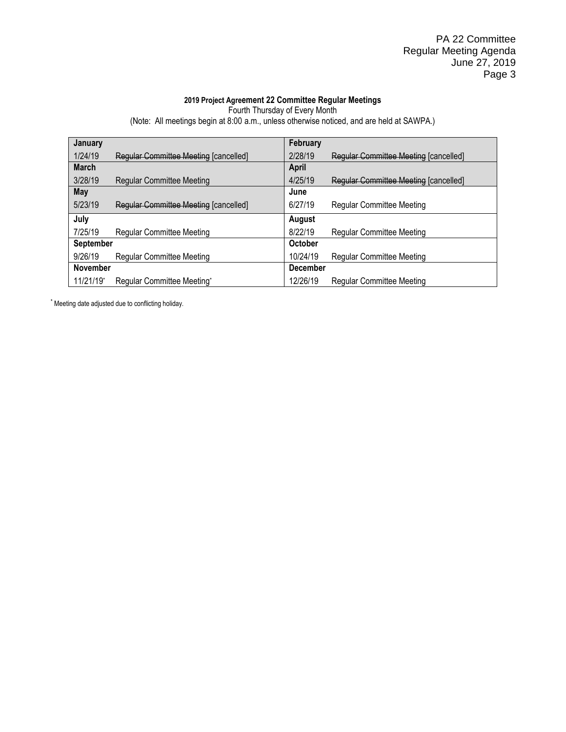**2019 Project Agreement 22 Committee Regular Meetings**

Fourth Thursday of Every Month

(Note: All meetings begin at 8:00 a.m., unless otherwise noticed, and are held at SAWPA.)

| | | | |
|---|---|---|---|
| **January** | | **February** | |
| 1/24/19 | ~~Regular Committee Meeting~~ [cancelled] | 2/28/19 | ~~Regular Committee Meeting~~ [cancelled] |
| **March** | | **April** | |
| 3/28/19 | Regular Committee Meeting | 4/25/19 | ~~Regular Committee Meeting~~ [cancelled] |
| **May** | | **June** | |
| 5/23/19 | ~~Regular Committee Meeting~~ [cancelled] | 6/27/19 | Regular Committee Meeting |
| **July** | | **August** | |
| 7/25/19 | Regular Committee Meeting | 8/22/19 | Regular Committee Meeting |
| **September** | | **October** | |
| 9/26/19 | Regular Committee Meeting | 10/24/19 | Regular Committee Meeting |
| **November** | | **December** | |
| 11/21/19* | Regular Committee Meeting* | 12/26/19 | Regular Committee Meeting |

* Meeting date adjusted due to conflicting holiday.